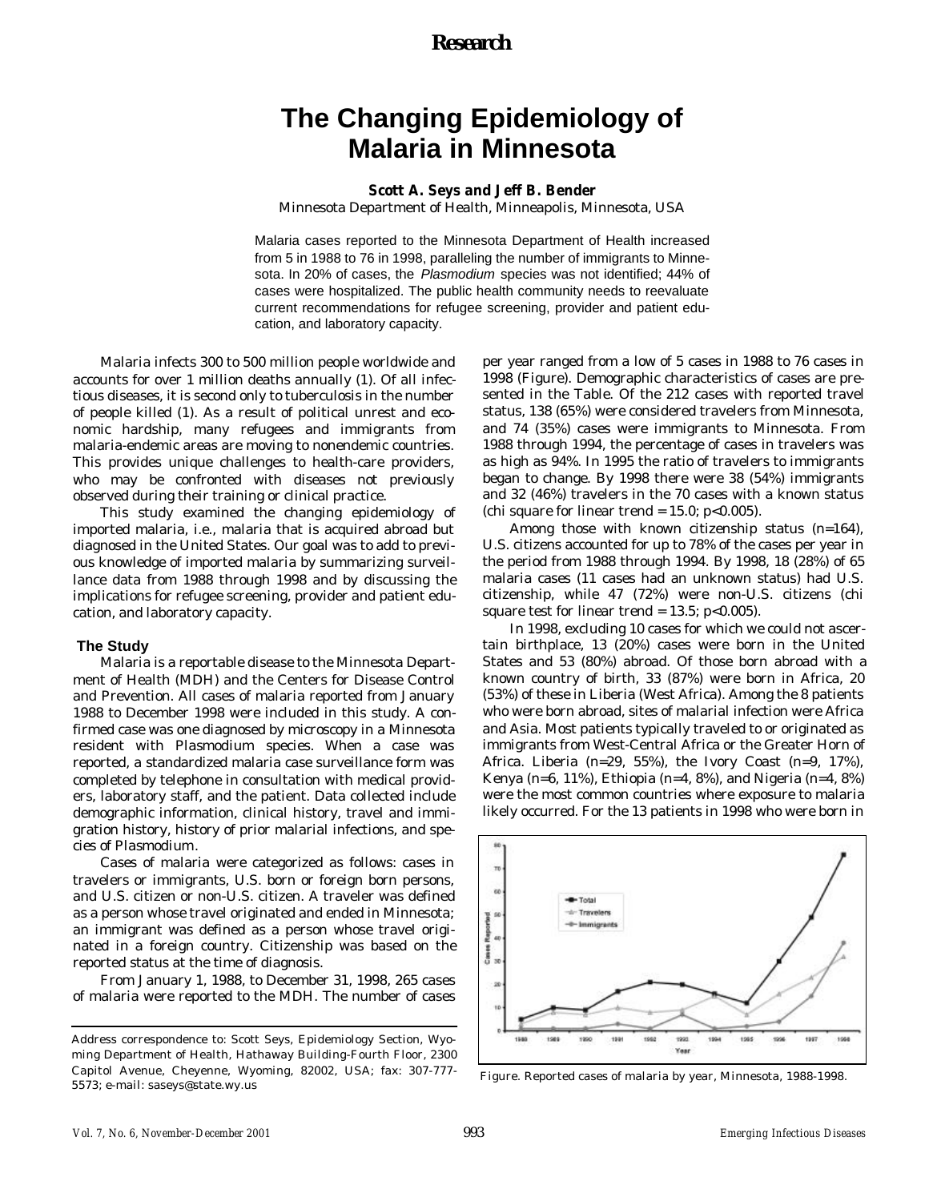# The Changing Epidemiology of Malaria in Minnesota

**Scott A. Seys and Jeff B. Bender**

Minnesota Department of Health, Minneapolis, Minnesota, USA

Malaria cases reported to the Minnesota Department of Health increased from 5 in 1988 to 76 in 1998, paralleling the number of immigrants to Minnesota. In 20% of cases, the *Plasmodium* species was not identified; 44% of cases were hospitalized. The public health community needs to reevaluate current recommendations for refugee screening, provider and patient education, and laboratory capacity.

Malaria infects 300 to 500 million people worldwide and accounts for over 1 million deaths annually (1). Of all infectious diseases, it is second only to tuberculosis in the number of people killed (1). As a result of political unrest and economic hardship, many refugees and immigrants from malaria-endemic areas are moving to nonendemic countries. This provides unique challenges to health-care providers, who may be confronted with diseases not previously observed during their training or clinical practice.

This study examined the changing epidemiology of imported malaria, i.e., malaria that is acquired abroad but diagnosed in the United States. Our goal was to add to previous knowledge of imported malaria by summarizing surveillance data from 1988 through 1998 and by discussing the implications for refugee screening, provider and patient education, and laboratory capacity.

## The Study

Malaria is a reportable disease to the Minnesota Department of Health (MDH) and the Centers for Disease Control and Prevention. All cases of malaria reported from January 1988 to December 1998 were included in this study. A confirmed case was one diagnosed by microscopy in a Minnesota resident with Plasmodium species. When a case was reported, a standardized malaria case surveillance form was completed by telephone in consultation with medical providers, laboratory staff, and the patient. Data collected include demographic information, clinical history, travel and immigration history, history of prior malarial infections, and species of Plasmodium.

Cases of malaria were categorized as follows: cases in travelers or immigrants, U.S. born or foreign born persons, and U.S. citizen or non-U.S. citizen. A traveler was defined as a person whose travel originated and ended in Minnesota; an immigrant was defined as a person whose travel originated in a foreign country. Citizenship was based on the reported status at the time of diagnosis.

From January 1, 1988, to December 31, 1998, 265 cases of malaria were reported to the MDH. The number of cases per year ranged from a low of 5 cases in 1988 to 76 cases in 1998 (Figure). Demographic characteristics of cases are presented in the Table. Of the 212 cases with reported travel status, 138 (65%) were considered travelers from Minnesota, and 74 (35%) cases were immigrants to Minnesota. From 1988 through 1994, the percentage of cases in travelers was as high as 94%. In 1995 the ratio of travelers to immigrants began to change. By 1998 there were 38 (54%) immigrants and 32 (46%) travelers in the 70 cases with a known status (chi square for linear trend = 15.0; $p<0.005$).

Among those with known citizenship status (n=164), U.S. citizens accounted for up to 78% of the cases per year in the period from 1988 through 1994. By 1998, 18 (28%) of 65 malaria cases (11 cases had an unknown status) had U.S. citizenship, while 47 (72%) were non-U.S. citizens (chi square test for linear trend = 13.5; $p<0.005$).

In 1998, excluding 10 cases for which we could not ascertain birthplace, 13 (20%) cases were born in the United States and 53 (80%) abroad. Of those born abroad with a known country of birth, 33 (87%) were born in Africa, 20 (53%) of these in Liberia (West Africa). Among the 8 patients who were born abroad, sites of malarial infection were Africa and Asia. Most patients typically traveled to or originated as immigrants from West-Central Africa or the Greater Horn of Africa. Liberia (n=29, 55%), the Ivory Coast (n=9, 17%), Kenya (n=6, 11%), Ethiopia (n=4, 8%), and Nigeria (n=4, 8%) were the most common countries where exposure to malaria likely occurred. For the 13 patients in 1998 who were born in

Figure. Reported cases of malaria by year, Minnesota, 1988-1998.

Address correspondence to: Scott Seys, Epidemiology Section, Wyoming Department of Health, Hathaway Building-Fourth Floor, 2300 Capitol Avenue, Cheyenne, Wyoming, 82002, USA; fax: 307-777-5573; e-mail: saseys@state.wy.us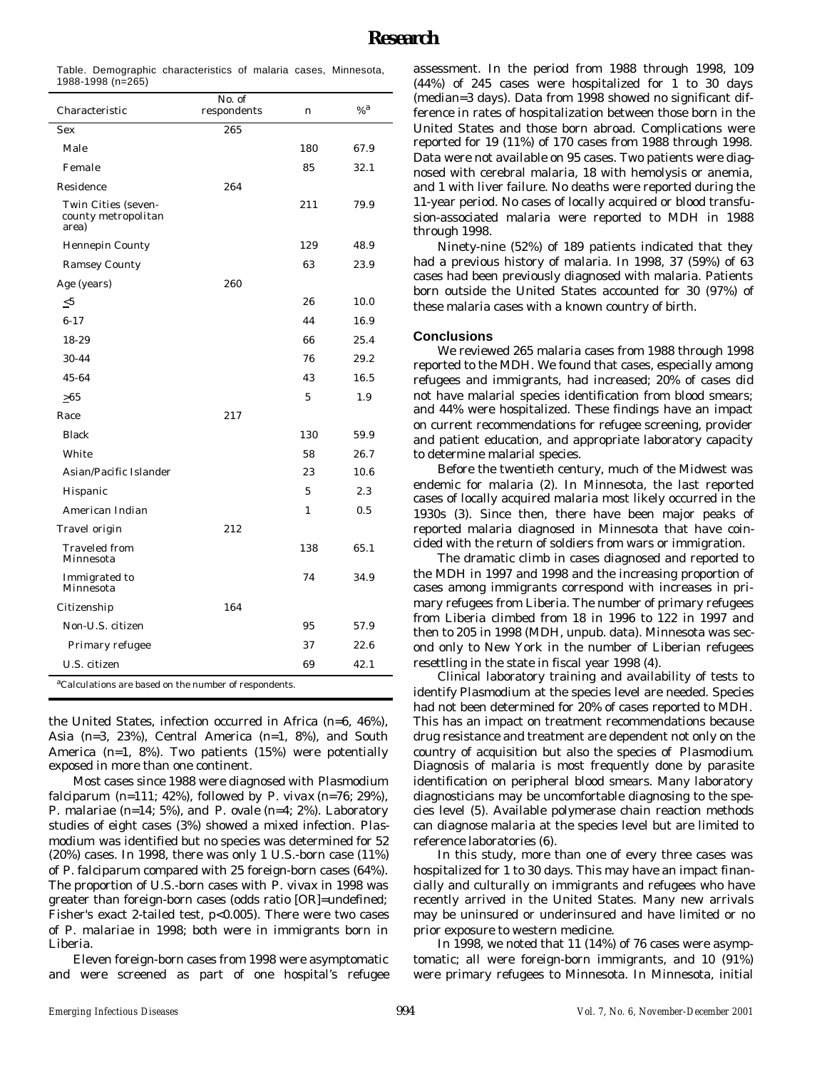Table. Demographic characteristics of malaria cases, Minnesota, 1988-1998 (n=265)

| Characteristic | No. of respondents | n | %[a] |
|---|---|---|---|
| Sex | 265 | | |
| Male | | 180 | 67.9 |
| Female | | 85 | 32.1 |
| Residence | 264 | | |
| Twin Cities (seven-county metropolitan area) | | 211 | 79.9 |
| Hennepin County | | 129 | 48.9 |
| Ramsey County | | 63 | 23.9 |
| Age (years) | 260 | | |
| ≤5 | | 26 | 10.0 |
| 6-17 | | 44 | 16.9 |
| 18-29 | | 66 | 25.4 |
| 30-44 | | 76 | 29.2 |
| 45-64 | | 43 | 16.5 |
| ≥65 | | 5 | 1.9 |
| Race | 217 | | |
| Black | | 130 | 59.9 |
| White | | 58 | 26.7 |
| Asian/Pacific Islander | | 23 | 10.6 |
| Hispanic | | 5 | 2.3 |
| American Indian | | 1 | 0.5 |
| Travel origin | 212 | | |
| Traveled from Minnesota | | 138 | 65.1 |
| Immigrated to Minnesota | | 74 | 34.9 |
| Citizenship | 164 | | |
| Non-U.S. citizen | | 95 | 57.9 |
| Primary refugee | | 37 | 22.6 |
| U.S. citizen | | 69 | 42.1 |

[a]Calculations are based on the number of respondents.

the United States, infection occurred in Africa (n=6, 46%), Asia (n=3, 23%), Central America (n=1, 8%), and South America (n=1, 8%). Two patients (15%) were potentially exposed in more than one continent.

Most cases since 1988 were diagnosed with *Plasmodium falciparum* (n=111; 42%), followed by *P. vivax* (n=76; 29%), *P. malariae* (n=14; 5%), and *P. ovale* (n=4; 2%). Laboratory studies of eight cases (3%) showed a mixed infection. *Plasmodium* was identified but no species was determined for 52 (20%) cases. In 1998, there was only 1 U.S.-born case (11%) of *P. falciparum* compared with 25 foreign-born cases (64%). The proportion of U.S.-born cases with *P. vivax* in 1998 was greater than foreign-born cases (odds ratio [OR]=undefined; Fisher's exact 2-tailed test, $p<0.005$). There were two cases of *P. malariae* in 1998; both were in immigrants born in Liberia.

Eleven foreign-born cases from 1998 were asymptomatic and were screened as part of one hospital's refugee assessment. In the period from 1988 through 1998, 109 (44%) of 245 cases were hospitalized for 1 to 30 days (median=3 days). Data from 1998 showed no significant difference in rates of hospitalization between those born in the United States and those born abroad. Complications were reported for 19 (11%) of 170 cases from 1988 through 1998. Data were not available on 95 cases. Two patients were diagnosed with cerebral malaria, 18 with hemolysis or anemia, and 1 with liver failure. No deaths were reported during the 11-year period. No cases of locally acquired or blood transfusion-associated malaria were reported to MDH in 1988 through 1998.

Ninety-nine (52%) of 189 patients indicated that they had a previous history of malaria. In 1998, 37 (59%) of 63 cases had been previously diagnosed with malaria. Patients born outside the United States accounted for 30 (97%) of these malaria cases with a known country of birth.

## Conclusions

We reviewed 265 malaria cases from 1988 through 1998 reported to the MDH. We found that cases, especially among refugees and immigrants, had increased; 20% of cases did not have malarial species identification from blood smears; and 44% were hospitalized. These findings have an impact on current recommendations for refugee screening, provider and patient education, and appropriate laboratory capacity to determine malarial species.

Before the twentieth century, much of the Midwest was endemic for malaria (2). In Minnesota, the last reported cases of locally acquired malaria most likely occurred in the 1930s (3). Since then, there have been major peaks of reported malaria diagnosed in Minnesota that have coincided with the return of soldiers from wars or immigration.

The dramatic climb in cases diagnosed and reported to the MDH in 1997 and 1998 and the increasing proportion of cases among immigrants correspond with increases in primary refugees from Liberia. The number of primary refugees from Liberia climbed from 18 in 1996 to 122 in 1997 and then to 205 in 1998 (MDH, unpub. data). Minnesota was second only to New York in the number of Liberian refugees resettling in the state in fiscal year 1998 (4).

Clinical laboratory training and availability of tests to identify *Plasmodium* at the species level are needed. Species had not been determined for 20% of cases reported to MDH. This has an impact on treatment recommendations because drug resistance and treatment are dependent not only on the country of acquisition but also the species of *Plasmodium*. Diagnosis of malaria is most frequently done by parasite identification on peripheral blood smears. Many laboratory diagnosticians may be uncomfortable diagnosing to the species level (5). Available polymerase chain reaction methods can diagnose malaria at the species level but are limited to reference laboratories (6).

In this study, more than one of every three cases was hospitalized for 1 to 30 days. This may have an impact financially and culturally on immigrants and refugees who have recently arrived in the United States. Many new arrivals may be uninsured or underinsured and have limited or no prior exposure to western medicine.

In 1998, we noted that 11 (14%) of 76 cases were asymptomatic; all were foreign-born immigrants, and 10 (91%) were primary refugees to Minnesota. In Minnesota, initial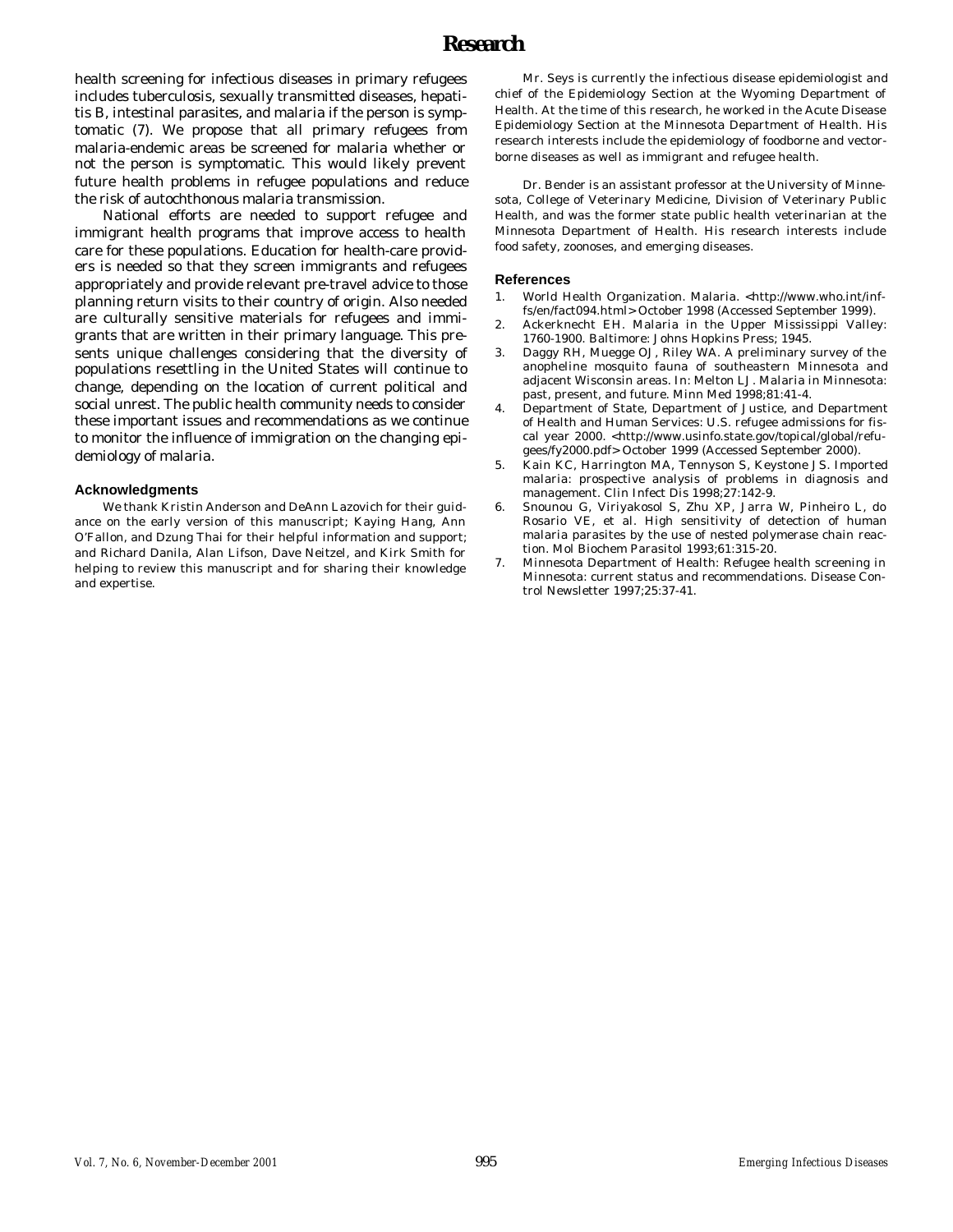health screening for infectious diseases in primary refugees includes tuberculosis, sexually transmitted diseases, hepatitis B, intestinal parasites, and malaria if the person is symptomatic (7). We propose that all primary refugees from malaria-endemic areas be screened for malaria whether or not the person is symptomatic. This would likely prevent future health problems in refugee populations and reduce the risk of autochthonous malaria transmission.

National efforts are needed to support refugee and immigrant health programs that improve access to health care for these populations. Education for health-care providers is needed so that they screen immigrants and refugees appropriately and provide relevant pre-travel advice to those planning return visits to their country of origin. Also needed are culturally sensitive materials for refugees and immigrants that are written in their primary language. This presents unique challenges considering that the diversity of populations resettling in the United States will continue to change, depending on the location of current political and social unrest. The public health community needs to consider these important issues and recommendations as we continue to monitor the influence of immigration on the changing epidemiology of malaria.

### Acknowledgments

We thank Kristin Anderson and DeAnn Lazovich for their guidance on the early version of this manuscript; Kaying Hang, Ann O'Fallon, and Dzung Thai for their helpful information and support; and Richard Danila, Alan Lifson, Dave Neitzel, and Kirk Smith for helping to review this manuscript and for sharing their knowledge and expertise.

Mr. Seys is currently the infectious disease epidemiologist and chief of the Epidemiology Section at the Wyoming Department of Health. At the time of this research, he worked in the Acute Disease Epidemiology Section at the Minnesota Department of Health. His research interests include the epidemiology of foodborne and vectorborne diseases as well as immigrant and refugee health.

Dr. Bender is an assistant professor at the University of Minnesota, College of Veterinary Medicine, Division of Veterinary Public Health, and was the former state public health veterinarian at the Minnesota Department of Health. His research interests include food safety, zoonoses, and emerging diseases.

### References

1. World Health Organization. Malaria. <http://www.who.int/inf-fs/en/fact094.html> October 1998 (Accessed September 1999).
2. Ackerknecht EH. Malaria in the Upper Mississippi Valley: 1760-1900. Baltimore: Johns Hopkins Press; 1945.
3. Daggy RH, Muegge OJ, Riley WA. A preliminary survey of the anopheline mosquito fauna of southeastern Minnesota and adjacent Wisconsin areas. In: Melton LJ. Malaria in Minnesota: past, present, and future. Minn Med 1998;81:41-4.
4. Department of State, Department of Justice, and Department of Health and Human Services: U.S. refugee admissions for fiscal year 2000. <http://www.usinfo.state.gov/topical/global/refugees/fy2000.pdf> October 1999 (Accessed September 2000).
5. Kain KC, Harrington MA, Tennyson S, Keystone JS. Imported malaria: prospective analysis of problems in diagnosis and management. Clin Infect Dis 1998;27:142-9.
6. Snounou G, Viriyakosol S, Zhu XP, Jarra W, Pinheiro L, do Rosario VE, et al. High sensitivity of detection of human malaria parasites by the use of nested polymerase chain reaction. Mol Biochem Parasitol 1993;61:315-20.
7. Minnesota Department of Health: Refugee health screening in Minnesota: current status and recommendations. Disease Control Newsletter 1997;25:37-41.